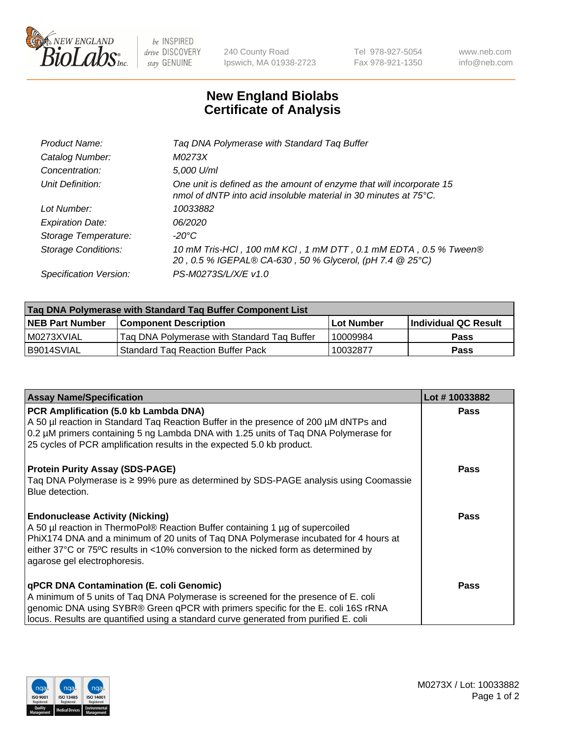NEW ENGLAND BioLabs Inc. — be INSPIRED drive DISCOVERY stay GENUINE

240 County Road
Ipswich, MA 01938-2723

Tel 978-927-5054
Fax 978-921-1350

www.neb.com
info@neb.com

# New England Biolabs Certificate of Analysis

| | |
|---|---|
| Product Name: | *Taq DNA Polymerase with Standard Taq Buffer* |
| Catalog Number: | *M0273X* |
| Concentration: | *5,000 U/ml* |
| Unit Definition: | *One unit is defined as the amount of enzyme that will incorporate 15 nmol of dNTP into acid insoluble material in 30 minutes at 75°C.* |
| Lot Number: | *10033882* |
| Expiration Date: | *06/2020* |
| Storage Temperature: | *-20°C* |
| Storage Conditions: | *10 mM Tris-HCl , 100 mM KCl , 1 mM DTT , 0.1 mM EDTA , 0.5 % Tween® 20 , 0.5 % IGEPAL® CA-630 , 50 % Glycerol, (pH 7.4 @ 25°C)* |
| Specification Version: | *PS-M0273S/L/X/E v1.0* |

| Taq DNA Polymerase with Standard Taq Buffer Component List | | | |
|---|---|---|---|
| **NEB Part Number** | **Component Description** | **Lot Number** | **Individual QC Result** |
| M0273XVIAL | Taq DNA Polymerase with Standard Taq Buffer | 10009984 | **Pass** |
| B9014SVIAL | Standard Taq Reaction Buffer Pack | 10032877 | **Pass** |

| Assay Name/Specification | Lot # 10033882 |
|---|---|
| **PCR Amplification (5.0 kb Lambda DNA)**<br>A 50 µl reaction in Standard Taq Reaction Buffer in the presence of 200 µM dNTPs and 0.2 µM primers containing 5 ng Lambda DNA with 1.25 units of Taq DNA Polymerase for 25 cycles of PCR amplification results in the expected 5.0 kb product. | **Pass** |
| **Protein Purity Assay (SDS-PAGE)**<br>Taq DNA Polymerase is ≥ 99% pure as determined by SDS-PAGE analysis using Coomassie Blue detection. | **Pass** |
| **Endonuclease Activity (Nicking)**<br>A 50 µl reaction in ThermoPol® Reaction Buffer containing 1 µg of supercoiled PhiX174 DNA and a minimum of 20 units of Taq DNA Polymerase incubated for 4 hours at either 37°C or 75ºC results in <10% conversion to the nicked form as determined by agarose gel electrophoresis. | **Pass** |
| **qPCR DNA Contamination (E. coli Genomic)**<br>A minimum of 5 units of Taq DNA Polymerase is screened for the presence of E. coli genomic DNA using SYBR® Green qPCR with primers specific for the E. coli 16S rRNA locus. Results are quantified using a standard curve generated from purified E. coli | **Pass** |

M0273X / Lot: 10033882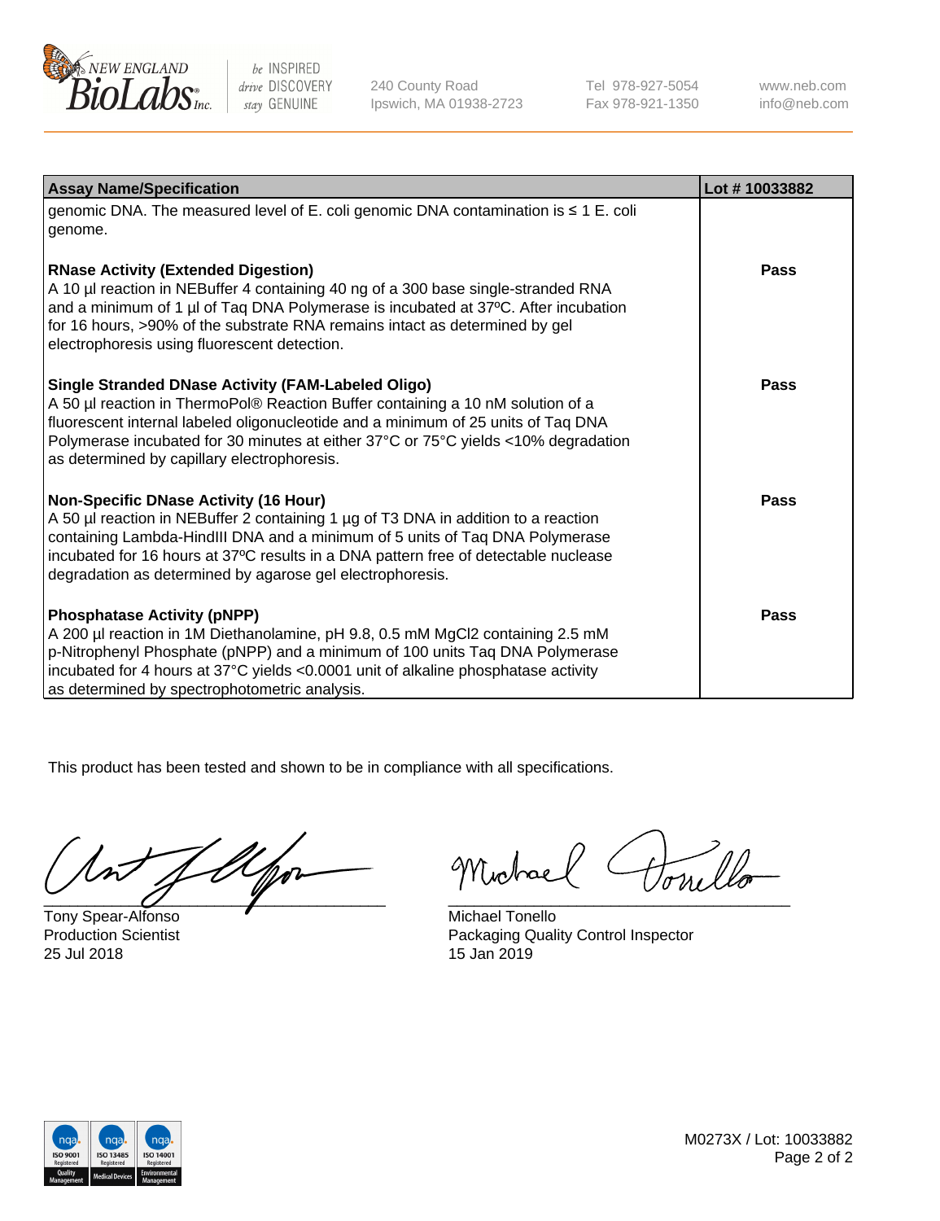| Assay Name/Specification | Lot # 10033882 |
|---|---|
| genomic DNA. The measured level of E. coli genomic DNA contamination is ≤ 1 E. coli genome. | |
| **RNase Activity (Extended Digestion)**<br>A 10 µl reaction in NEBuffer 4 containing 40 ng of a 300 base single-stranded RNA and a minimum of 1 µl of Taq DNA Polymerase is incubated at 37ºC. After incubation for 16 hours, >90% of the substrate RNA remains intact as determined by gel electrophoresis using fluorescent detection. | **Pass** |
| **Single Stranded DNase Activity (FAM-Labeled Oligo)**<br>A 50 µl reaction in ThermoPol® Reaction Buffer containing a 10 nM solution of a fluorescent internal labeled oligonucleotide and a minimum of 25 units of Taq DNA Polymerase incubated for 30 minutes at either 37°C or 75°C yields <10% degradation as determined by capillary electrophoresis. | **Pass** |
| **Non-Specific DNase Activity (16 Hour)**<br>A 50 µl reaction in NEBuffer 2 containing 1 µg of T3 DNA in addition to a reaction containing Lambda-HindIII DNA and a minimum of 5 units of Taq DNA Polymerase incubated for 16 hours at 37ºC results in a DNA pattern free of detectable nuclease degradation as determined by agarose gel electrophoresis. | **Pass** |
| **Phosphatase Activity (pNPP)**<br>A 200 µl reaction in 1M Diethanolamine, pH 9.8, 0.5 mM $MgCl_2$ containing 2.5 mM p-Nitrophenyl Phosphate (pNPP) and a minimum of 100 units Taq DNA Polymerase incubated for 4 hours at 37°C yields <0.0001 unit of alkaline phosphatase activity as determined by spectrophotometric analysis. | **Pass** |

This product has been tested and shown to be in compliance with all specifications.

Tony Spear-Alfonso
Production Scientist
25 Jul 2018

Michael Tonello
Packaging Quality Control Inspector
15 Jan 2019

M0273X / Lot: 10033882